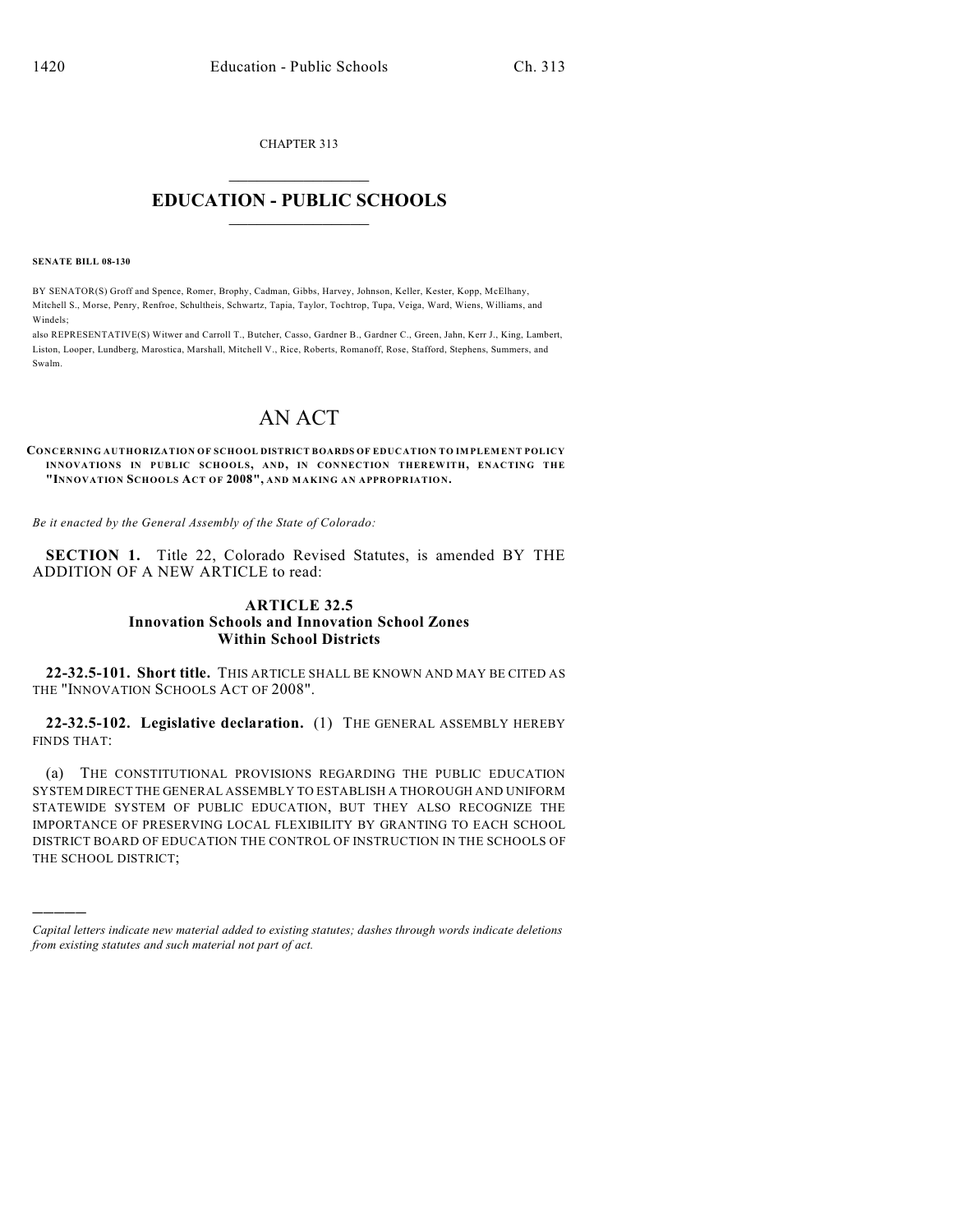CHAPTER 313

# EDUCATION - PUBLIC SCHOOLS

**SENATE BILL 08-130**

BY SENATOR(S) Groff and Spence, Romer, Brophy, Cadman, Gibbs, Harvey, Johnson, Keller, Kester, Kopp, McElhany, Mitchell S., Morse, Penry, Renfroe, Schultheis, Schwartz, Tapia, Taylor, Tochtrop, Tupa, Veiga, Ward, Wiens, Williams, and Windels;

also REPRESENTATIVE(S) Witwer and Carroll T., Butcher, Casso, Gardner B., Gardner C., Green, Jahn, Kerr J., King, Lambert, Liston, Looper, Lundberg, Marostica, Marshall, Mitchell V., Rice, Roberts, Romanoff, Rose, Stafford, Stephens, Summers, and Swalm.

# AN ACT

**CONCERNING AUTHORIZATION OF SCHOOL DISTRICT BOARDS OF EDUCATION TO IMPLEMENT POLICY INNOVATIONS IN PUBLIC SCHOOLS, AND, IN CONNECTION THEREWITH, ENACTING THE "INNOVATION SCHOOLS ACT OF 2008", AND MAKING AN APPROPRIATION.**

*Be it enacted by the General Assembly of the State of Colorado:*

**SECTION 1.** Title 22, Colorado Revised Statutes, is amended BY THE ADDITION OF A NEW ARTICLE to read:

## ARTICLE 32.5
## Innovation Schools and Innovation School Zones Within School Districts

**22-32.5-101. Short title.** THIS ARTICLE SHALL BE KNOWN AND MAY BE CITED AS THE "INNOVATION SCHOOLS ACT OF 2008".

**22-32.5-102. Legislative declaration.** (1) THE GENERAL ASSEMBLY HEREBY FINDS THAT:

(a) THE CONSTITUTIONAL PROVISIONS REGARDING THE PUBLIC EDUCATION SYSTEM DIRECT THE GENERAL ASSEMBLY TO ESTABLISH A THOROUGH AND UNIFORM STATEWIDE SYSTEM OF PUBLIC EDUCATION, BUT THEY ALSO RECOGNIZE THE IMPORTANCE OF PRESERVING LOCAL FLEXIBILITY BY GRANTING TO EACH SCHOOL DISTRICT BOARD OF EDUCATION THE CONTROL OF INSTRUCTION IN THE SCHOOLS OF THE SCHOOL DISTRICT;

---

*Capital letters indicate new material added to existing statutes; dashes through words indicate deletions from existing statutes and such material not part of act.*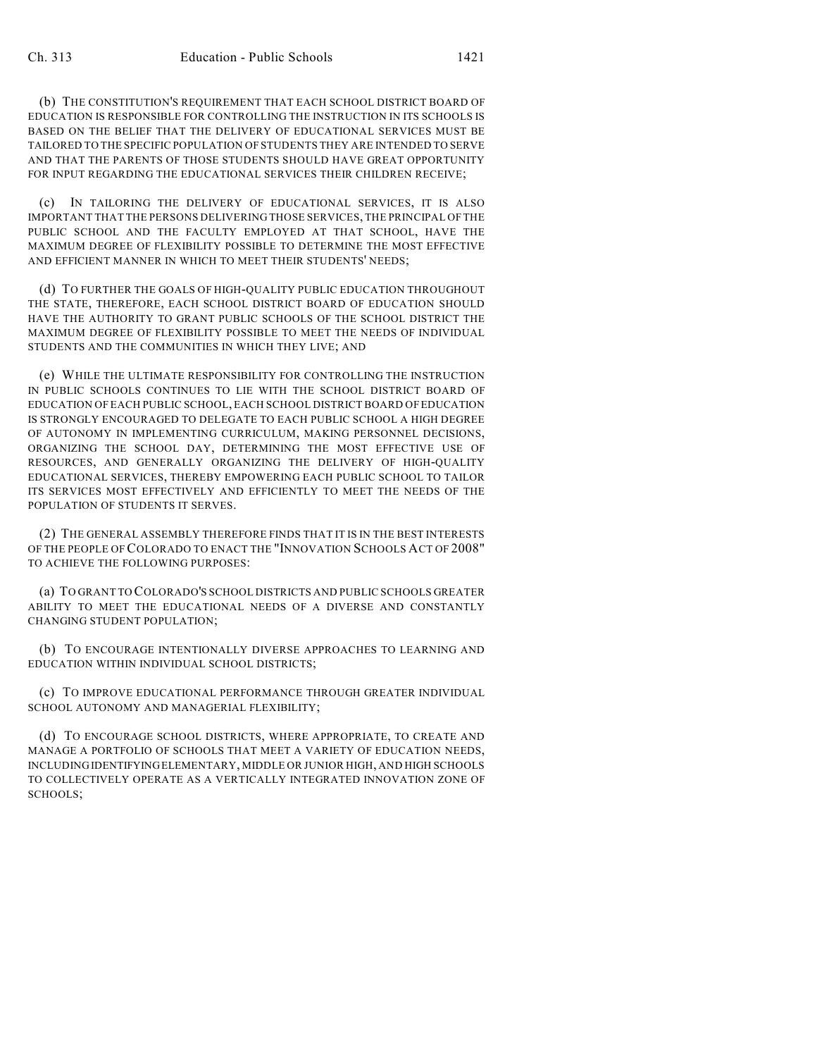(b) THE CONSTITUTION'S REQUIREMENT THAT EACH SCHOOL DISTRICT BOARD OF EDUCATION IS RESPONSIBLE FOR CONTROLLING THE INSTRUCTION IN ITS SCHOOLS IS BASED ON THE BELIEF THAT THE DELIVERY OF EDUCATIONAL SERVICES MUST BE TAILORED TO THE SPECIFIC POPULATION OF STUDENTS THEY ARE INTENDED TO SERVE AND THAT THE PARENTS OF THOSE STUDENTS SHOULD HAVE GREAT OPPORTUNITY FOR INPUT REGARDING THE EDUCATIONAL SERVICES THEIR CHILDREN RECEIVE;

(c) IN TAILORING THE DELIVERY OF EDUCATIONAL SERVICES, IT IS ALSO IMPORTANT THAT THE PERSONS DELIVERING THOSE SERVICES, THE PRINCIPAL OF THE PUBLIC SCHOOL AND THE FACULTY EMPLOYED AT THAT SCHOOL, HAVE THE MAXIMUM DEGREE OF FLEXIBILITY POSSIBLE TO DETERMINE THE MOST EFFECTIVE AND EFFICIENT MANNER IN WHICH TO MEET THEIR STUDENTS' NEEDS;

(d) TO FURTHER THE GOALS OF HIGH-QUALITY PUBLIC EDUCATION THROUGHOUT THE STATE, THEREFORE, EACH SCHOOL DISTRICT BOARD OF EDUCATION SHOULD HAVE THE AUTHORITY TO GRANT PUBLIC SCHOOLS OF THE SCHOOL DISTRICT THE MAXIMUM DEGREE OF FLEXIBILITY POSSIBLE TO MEET THE NEEDS OF INDIVIDUAL STUDENTS AND THE COMMUNITIES IN WHICH THEY LIVE; AND

(e) WHILE THE ULTIMATE RESPONSIBILITY FOR CONTROLLING THE INSTRUCTION IN PUBLIC SCHOOLS CONTINUES TO LIE WITH THE SCHOOL DISTRICT BOARD OF EDUCATION OF EACH PUBLIC SCHOOL, EACH SCHOOL DISTRICT BOARD OF EDUCATION IS STRONGLY ENCOURAGED TO DELEGATE TO EACH PUBLIC SCHOOL A HIGH DEGREE OF AUTONOMY IN IMPLEMENTING CURRICULUM, MAKING PERSONNEL DECISIONS, ORGANIZING THE SCHOOL DAY, DETERMINING THE MOST EFFECTIVE USE OF RESOURCES, AND GENERALLY ORGANIZING THE DELIVERY OF HIGH-QUALITY EDUCATIONAL SERVICES, THEREBY EMPOWERING EACH PUBLIC SCHOOL TO TAILOR ITS SERVICES MOST EFFECTIVELY AND EFFICIENTLY TO MEET THE NEEDS OF THE POPULATION OF STUDENTS IT SERVES.

(2) THE GENERAL ASSEMBLY THEREFORE FINDS THAT IT IS IN THE BEST INTERESTS OF THE PEOPLE OF COLORADO TO ENACT THE "INNOVATION SCHOOLS ACT OF 2008" TO ACHIEVE THE FOLLOWING PURPOSES:

(a) TO GRANT TO COLORADO'S SCHOOL DISTRICTS AND PUBLIC SCHOOLS GREATER ABILITY TO MEET THE EDUCATIONAL NEEDS OF A DIVERSE AND CONSTANTLY CHANGING STUDENT POPULATION;

(b) TO ENCOURAGE INTENTIONALLY DIVERSE APPROACHES TO LEARNING AND EDUCATION WITHIN INDIVIDUAL SCHOOL DISTRICTS;

(c) TO IMPROVE EDUCATIONAL PERFORMANCE THROUGH GREATER INDIVIDUAL SCHOOL AUTONOMY AND MANAGERIAL FLEXIBILITY;

(d) TO ENCOURAGE SCHOOL DISTRICTS, WHERE APPROPRIATE, TO CREATE AND MANAGE A PORTFOLIO OF SCHOOLS THAT MEET A VARIETY OF EDUCATION NEEDS, INCLUDING IDENTIFYING ELEMENTARY, MIDDLE OR JUNIOR HIGH, AND HIGH SCHOOLS TO COLLECTIVELY OPERATE AS A VERTICALLY INTEGRATED INNOVATION ZONE OF SCHOOLS;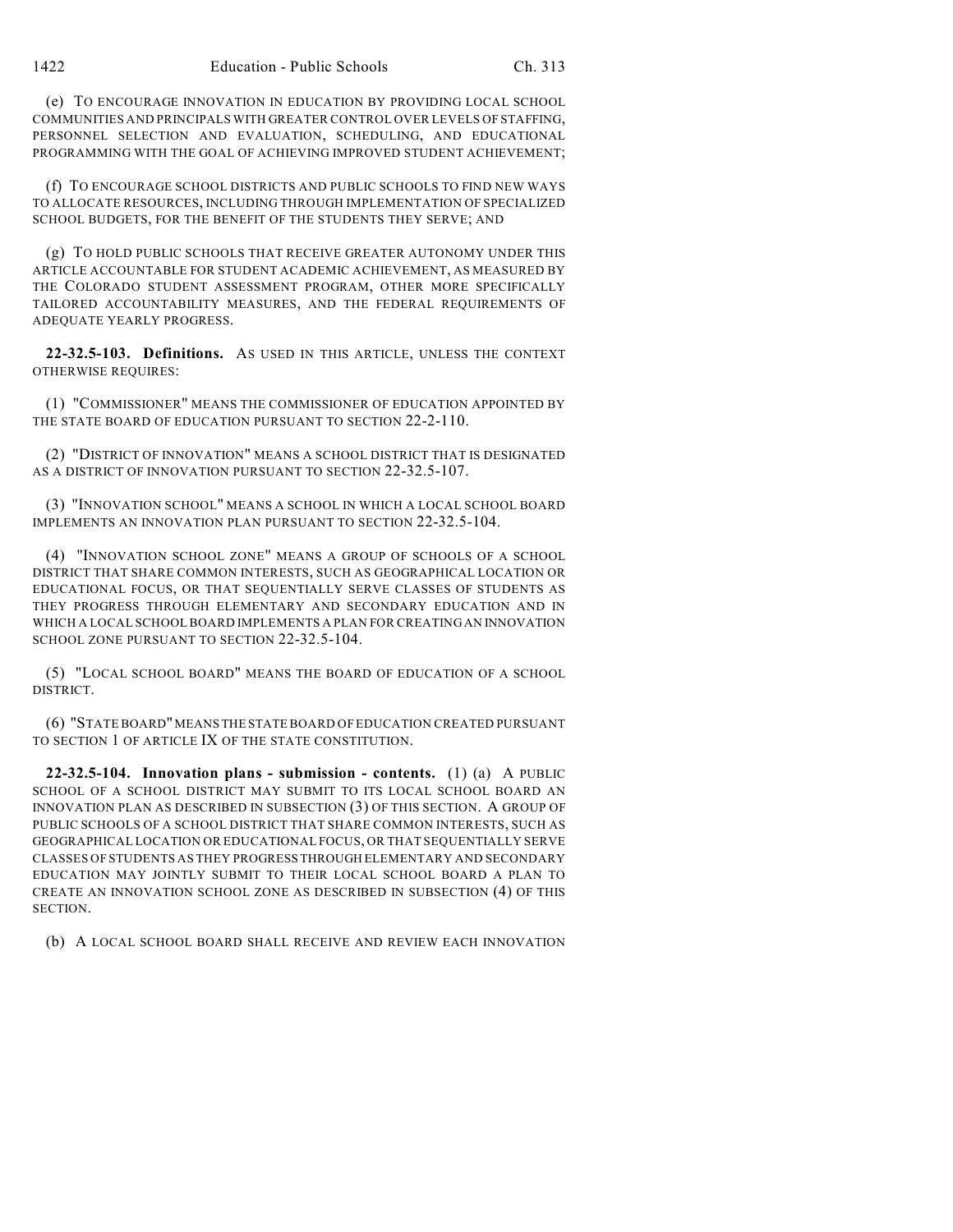(e) TO ENCOURAGE INNOVATION IN EDUCATION BY PROVIDING LOCAL SCHOOL COMMUNITIES AND PRINCIPALS WITH GREATER CONTROL OVER LEVELS OF STAFFING, PERSONNEL SELECTION AND EVALUATION, SCHEDULING, AND EDUCATIONAL PROGRAMMING WITH THE GOAL OF ACHIEVING IMPROVED STUDENT ACHIEVEMENT;

(f) TO ENCOURAGE SCHOOL DISTRICTS AND PUBLIC SCHOOLS TO FIND NEW WAYS TO ALLOCATE RESOURCES, INCLUDING THROUGH IMPLEMENTATION OF SPECIALIZED SCHOOL BUDGETS, FOR THE BENEFIT OF THE STUDENTS THEY SERVE; AND

(g) TO HOLD PUBLIC SCHOOLS THAT RECEIVE GREATER AUTONOMY UNDER THIS ARTICLE ACCOUNTABLE FOR STUDENT ACADEMIC ACHIEVEMENT, AS MEASURED BY THE COLORADO STUDENT ASSESSMENT PROGRAM, OTHER MORE SPECIFICALLY TAILORED ACCOUNTABILITY MEASURES, AND THE FEDERAL REQUIREMENTS OF ADEQUATE YEARLY PROGRESS.

**22-32.5-103. Definitions.** AS USED IN THIS ARTICLE, UNLESS THE CONTEXT OTHERWISE REQUIRES:

(1) "COMMISSIONER" MEANS THE COMMISSIONER OF EDUCATION APPOINTED BY THE STATE BOARD OF EDUCATION PURSUANT TO SECTION 22-2-110.

(2) "DISTRICT OF INNOVATION" MEANS A SCHOOL DISTRICT THAT IS DESIGNATED AS A DISTRICT OF INNOVATION PURSUANT TO SECTION 22-32.5-107.

(3) "INNOVATION SCHOOL" MEANS A SCHOOL IN WHICH A LOCAL SCHOOL BOARD IMPLEMENTS AN INNOVATION PLAN PURSUANT TO SECTION 22-32.5-104.

(4) "INNOVATION SCHOOL ZONE" MEANS A GROUP OF SCHOOLS OF A SCHOOL DISTRICT THAT SHARE COMMON INTERESTS, SUCH AS GEOGRAPHICAL LOCATION OR EDUCATIONAL FOCUS, OR THAT SEQUENTIALLY SERVE CLASSES OF STUDENTS AS THEY PROGRESS THROUGH ELEMENTARY AND SECONDARY EDUCATION AND IN WHICH A LOCAL SCHOOL BOARD IMPLEMENTS A PLAN FOR CREATING AN INNOVATION SCHOOL ZONE PURSUANT TO SECTION 22-32.5-104.

(5) "LOCAL SCHOOL BOARD" MEANS THE BOARD OF EDUCATION OF A SCHOOL DISTRICT.

(6) "STATE BOARD" MEANS THE STATE BOARD OF EDUCATION CREATED PURSUANT TO SECTION 1 OF ARTICLE IX OF THE STATE CONSTITUTION.

**22-32.5-104. Innovation plans - submission - contents.** (1) (a) A PUBLIC SCHOOL OF A SCHOOL DISTRICT MAY SUBMIT TO ITS LOCAL SCHOOL BOARD AN INNOVATION PLAN AS DESCRIBED IN SUBSECTION (3) OF THIS SECTION. A GROUP OF PUBLIC SCHOOLS OF A SCHOOL DISTRICT THAT SHARE COMMON INTERESTS, SUCH AS GEOGRAPHICAL LOCATION OR EDUCATIONAL FOCUS, OR THAT SEQUENTIALLY SERVE CLASSES OF STUDENTS AS THEY PROGRESS THROUGH ELEMENTARY AND SECONDARY EDUCATION MAY JOINTLY SUBMIT TO THEIR LOCAL SCHOOL BOARD A PLAN TO CREATE AN INNOVATION SCHOOL ZONE AS DESCRIBED IN SUBSECTION (4) OF THIS SECTION.

(b) A LOCAL SCHOOL BOARD SHALL RECEIVE AND REVIEW EACH INNOVATION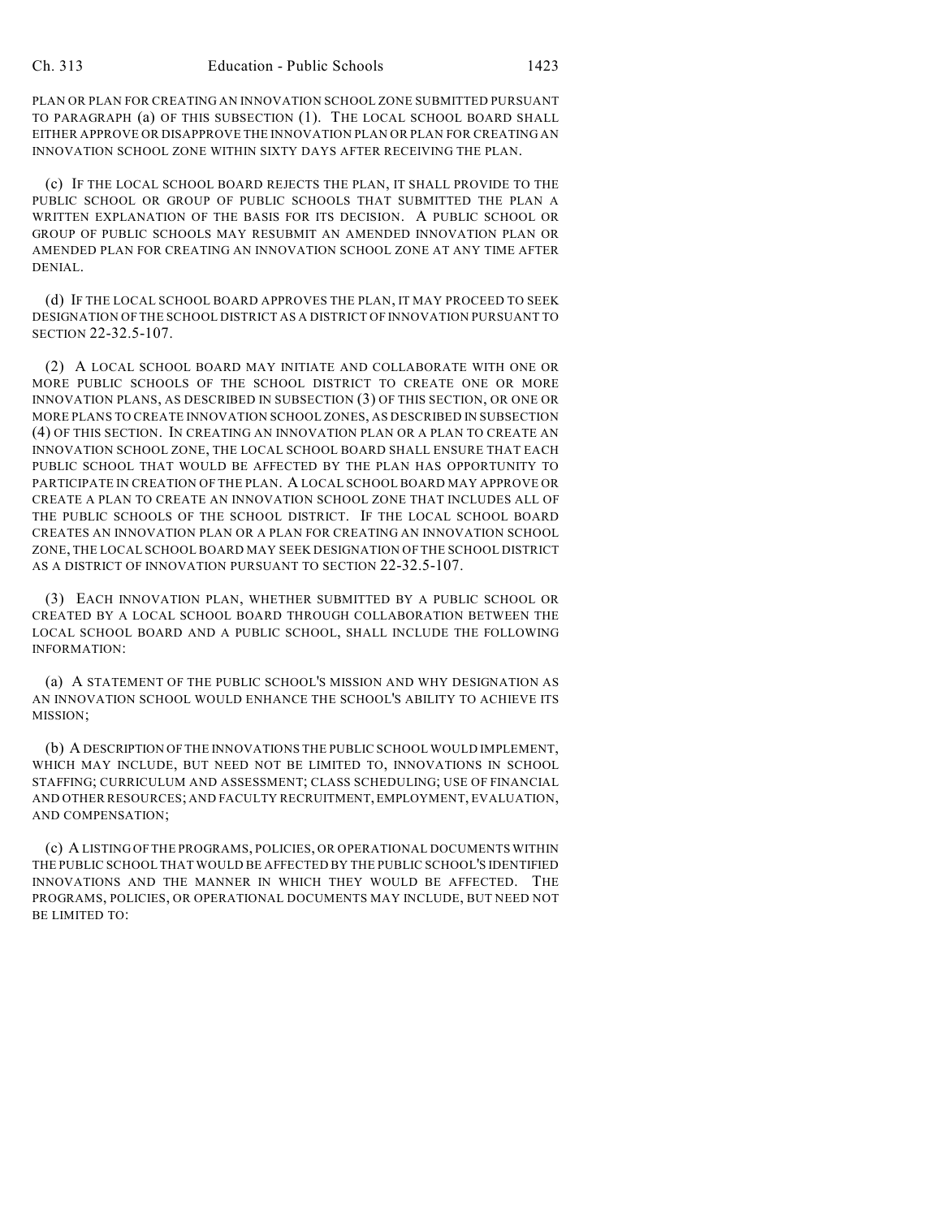PLAN OR PLAN FOR CREATING AN INNOVATION SCHOOL ZONE SUBMITTED PURSUANT TO PARAGRAPH (a) OF THIS SUBSECTION (1). THE LOCAL SCHOOL BOARD SHALL EITHER APPROVE OR DISAPPROVE THE INNOVATION PLAN OR PLAN FOR CREATING AN INNOVATION SCHOOL ZONE WITHIN SIXTY DAYS AFTER RECEIVING THE PLAN.

(c) IF THE LOCAL SCHOOL BOARD REJECTS THE PLAN, IT SHALL PROVIDE TO THE PUBLIC SCHOOL OR GROUP OF PUBLIC SCHOOLS THAT SUBMITTED THE PLAN A WRITTEN EXPLANATION OF THE BASIS FOR ITS DECISION. A PUBLIC SCHOOL OR GROUP OF PUBLIC SCHOOLS MAY RESUBMIT AN AMENDED INNOVATION PLAN OR AMENDED PLAN FOR CREATING AN INNOVATION SCHOOL ZONE AT ANY TIME AFTER DENIAL.

(d) IF THE LOCAL SCHOOL BOARD APPROVES THE PLAN, IT MAY PROCEED TO SEEK DESIGNATION OF THE SCHOOL DISTRICT AS A DISTRICT OF INNOVATION PURSUANT TO SECTION 22-32.5-107.

(2) A LOCAL SCHOOL BOARD MAY INITIATE AND COLLABORATE WITH ONE OR MORE PUBLIC SCHOOLS OF THE SCHOOL DISTRICT TO CREATE ONE OR MORE INNOVATION PLANS, AS DESCRIBED IN SUBSECTION (3) OF THIS SECTION, OR ONE OR MORE PLANS TO CREATE INNOVATION SCHOOL ZONES, AS DESCRIBED IN SUBSECTION (4) OF THIS SECTION. IN CREATING AN INNOVATION PLAN OR A PLAN TO CREATE AN INNOVATION SCHOOL ZONE, THE LOCAL SCHOOL BOARD SHALL ENSURE THAT EACH PUBLIC SCHOOL THAT WOULD BE AFFECTED BY THE PLAN HAS OPPORTUNITY TO PARTICIPATE IN CREATION OF THE PLAN. A LOCAL SCHOOL BOARD MAY APPROVE OR CREATE A PLAN TO CREATE AN INNOVATION SCHOOL ZONE THAT INCLUDES ALL OF THE PUBLIC SCHOOLS OF THE SCHOOL DISTRICT. IF THE LOCAL SCHOOL BOARD CREATES AN INNOVATION PLAN OR A PLAN FOR CREATING AN INNOVATION SCHOOL ZONE, THE LOCAL SCHOOL BOARD MAY SEEK DESIGNATION OF THE SCHOOL DISTRICT AS A DISTRICT OF INNOVATION PURSUANT TO SECTION 22-32.5-107.

(3) EACH INNOVATION PLAN, WHETHER SUBMITTED BY A PUBLIC SCHOOL OR CREATED BY A LOCAL SCHOOL BOARD THROUGH COLLABORATION BETWEEN THE LOCAL SCHOOL BOARD AND A PUBLIC SCHOOL, SHALL INCLUDE THE FOLLOWING INFORMATION:

(a) A STATEMENT OF THE PUBLIC SCHOOL'S MISSION AND WHY DESIGNATION AS AN INNOVATION SCHOOL WOULD ENHANCE THE SCHOOL'S ABILITY TO ACHIEVE ITS MISSION;

(b) A DESCRIPTION OF THE INNOVATIONS THE PUBLIC SCHOOL WOULD IMPLEMENT, WHICH MAY INCLUDE, BUT NEED NOT BE LIMITED TO, INNOVATIONS IN SCHOOL STAFFING; CURRICULUM AND ASSESSMENT; CLASS SCHEDULING; USE OF FINANCIAL AND OTHER RESOURCES; AND FACULTY RECRUITMENT, EMPLOYMENT, EVALUATION, AND COMPENSATION;

(c) A LISTING OF THE PROGRAMS, POLICIES, OR OPERATIONAL DOCUMENTS WITHIN THE PUBLIC SCHOOL THAT WOULD BE AFFECTED BY THE PUBLIC SCHOOL'S IDENTIFIED INNOVATIONS AND THE MANNER IN WHICH THEY WOULD BE AFFECTED. THE PROGRAMS, POLICIES, OR OPERATIONAL DOCUMENTS MAY INCLUDE, BUT NEED NOT BE LIMITED TO: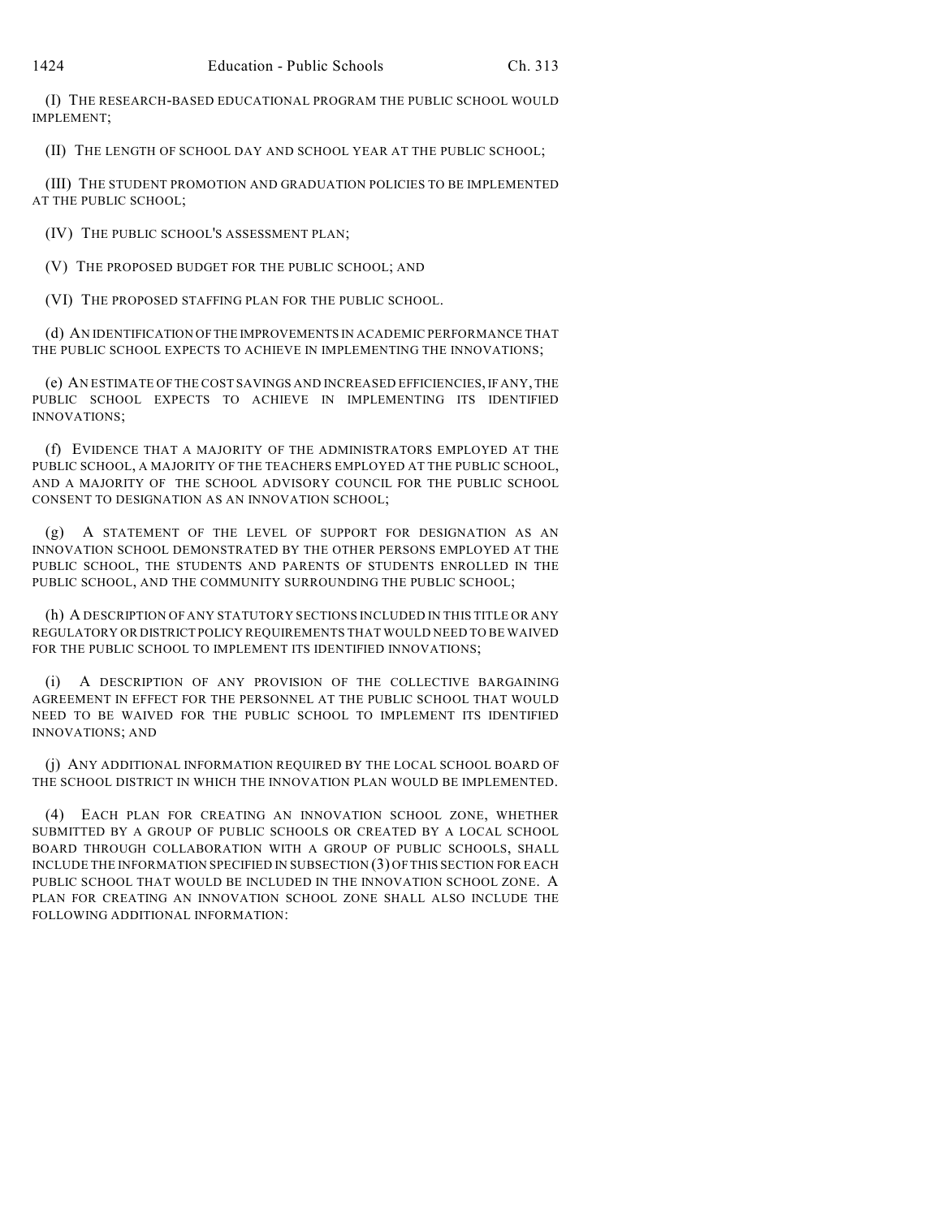(I) THE RESEARCH-BASED EDUCATIONAL PROGRAM THE PUBLIC SCHOOL WOULD IMPLEMENT;

(II) THE LENGTH OF SCHOOL DAY AND SCHOOL YEAR AT THE PUBLIC SCHOOL;

(III) THE STUDENT PROMOTION AND GRADUATION POLICIES TO BE IMPLEMENTED AT THE PUBLIC SCHOOL;

(IV) THE PUBLIC SCHOOL'S ASSESSMENT PLAN;

(V) THE PROPOSED BUDGET FOR THE PUBLIC SCHOOL; AND

(VI) THE PROPOSED STAFFING PLAN FOR THE PUBLIC SCHOOL.

(d) AN IDENTIFICATION OF THE IMPROVEMENTS IN ACADEMIC PERFORMANCE THAT THE PUBLIC SCHOOL EXPECTS TO ACHIEVE IN IMPLEMENTING THE INNOVATIONS;

(e) AN ESTIMATE OF THE COST SAVINGS AND INCREASED EFFICIENCIES, IF ANY, THE PUBLIC SCHOOL EXPECTS TO ACHIEVE IN IMPLEMENTING ITS IDENTIFIED INNOVATIONS;

(f) EVIDENCE THAT A MAJORITY OF THE ADMINISTRATORS EMPLOYED AT THE PUBLIC SCHOOL, A MAJORITY OF THE TEACHERS EMPLOYED AT THE PUBLIC SCHOOL, AND A MAJORITY OF THE SCHOOL ADVISORY COUNCIL FOR THE PUBLIC SCHOOL CONSENT TO DESIGNATION AS AN INNOVATION SCHOOL;

(g) A STATEMENT OF THE LEVEL OF SUPPORT FOR DESIGNATION AS AN INNOVATION SCHOOL DEMONSTRATED BY THE OTHER PERSONS EMPLOYED AT THE PUBLIC SCHOOL, THE STUDENTS AND PARENTS OF STUDENTS ENROLLED IN THE PUBLIC SCHOOL, AND THE COMMUNITY SURROUNDING THE PUBLIC SCHOOL;

(h) A DESCRIPTION OF ANY STATUTORY SECTIONS INCLUDED IN THIS TITLE OR ANY REGULATORY OR DISTRICT POLICY REQUIREMENTS THAT WOULD NEED TO BE WAIVED FOR THE PUBLIC SCHOOL TO IMPLEMENT ITS IDENTIFIED INNOVATIONS;

(i) A DESCRIPTION OF ANY PROVISION OF THE COLLECTIVE BARGAINING AGREEMENT IN EFFECT FOR THE PERSONNEL AT THE PUBLIC SCHOOL THAT WOULD NEED TO BE WAIVED FOR THE PUBLIC SCHOOL TO IMPLEMENT ITS IDENTIFIED INNOVATIONS; AND

(j) ANY ADDITIONAL INFORMATION REQUIRED BY THE LOCAL SCHOOL BOARD OF THE SCHOOL DISTRICT IN WHICH THE INNOVATION PLAN WOULD BE IMPLEMENTED.

(4) EACH PLAN FOR CREATING AN INNOVATION SCHOOL ZONE, WHETHER SUBMITTED BY A GROUP OF PUBLIC SCHOOLS OR CREATED BY A LOCAL SCHOOL BOARD THROUGH COLLABORATION WITH A GROUP OF PUBLIC SCHOOLS, SHALL INCLUDE THE INFORMATION SPECIFIED IN SUBSECTION (3) OF THIS SECTION FOR EACH PUBLIC SCHOOL THAT WOULD BE INCLUDED IN THE INNOVATION SCHOOL ZONE. A PLAN FOR CREATING AN INNOVATION SCHOOL ZONE SHALL ALSO INCLUDE THE FOLLOWING ADDITIONAL INFORMATION: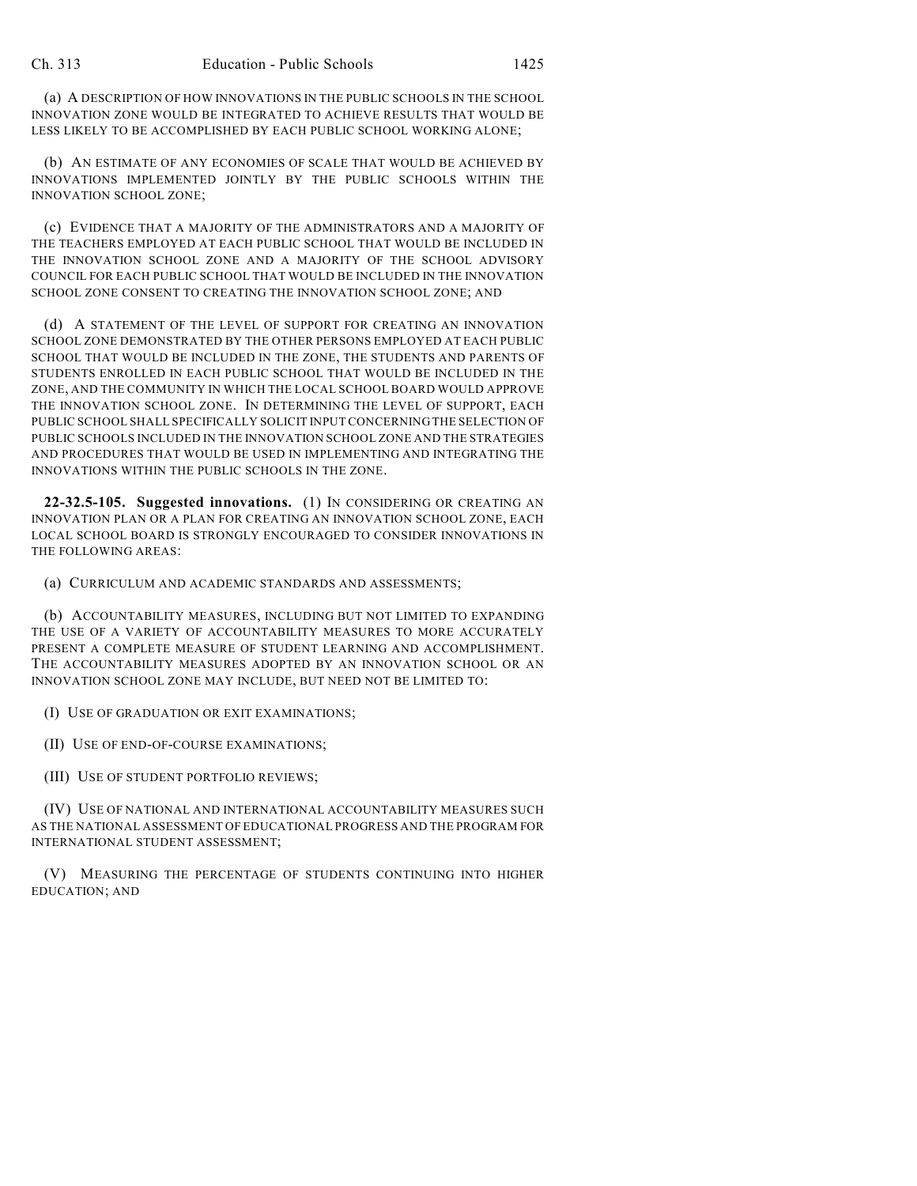(a) A DESCRIPTION OF HOW INNOVATIONS IN THE PUBLIC SCHOOLS IN THE SCHOOL INNOVATION ZONE WOULD BE INTEGRATED TO ACHIEVE RESULTS THAT WOULD BE LESS LIKELY TO BE ACCOMPLISHED BY EACH PUBLIC SCHOOL WORKING ALONE;

(b) AN ESTIMATE OF ANY ECONOMIES OF SCALE THAT WOULD BE ACHIEVED BY INNOVATIONS IMPLEMENTED JOINTLY BY THE PUBLIC SCHOOLS WITHIN THE INNOVATION SCHOOL ZONE;

(c) EVIDENCE THAT A MAJORITY OF THE ADMINISTRATORS AND A MAJORITY OF THE TEACHERS EMPLOYED AT EACH PUBLIC SCHOOL THAT WOULD BE INCLUDED IN THE INNOVATION SCHOOL ZONE AND A MAJORITY OF THE SCHOOL ADVISORY COUNCIL FOR EACH PUBLIC SCHOOL THAT WOULD BE INCLUDED IN THE INNOVATION SCHOOL ZONE CONSENT TO CREATING THE INNOVATION SCHOOL ZONE; AND

(d) A STATEMENT OF THE LEVEL OF SUPPORT FOR CREATING AN INNOVATION SCHOOL ZONE DEMONSTRATED BY THE OTHER PERSONS EMPLOYED AT EACH PUBLIC SCHOOL THAT WOULD BE INCLUDED IN THE ZONE, THE STUDENTS AND PARENTS OF STUDENTS ENROLLED IN EACH PUBLIC SCHOOL THAT WOULD BE INCLUDED IN THE ZONE, AND THE COMMUNITY IN WHICH THE LOCAL SCHOOL BOARD WOULD APPROVE THE INNOVATION SCHOOL ZONE. IN DETERMINING THE LEVEL OF SUPPORT, EACH PUBLIC SCHOOL SHALL SPECIFICALLY SOLICIT INPUT CONCERNING THE SELECTION OF PUBLIC SCHOOLS INCLUDED IN THE INNOVATION SCHOOL ZONE AND THE STRATEGIES AND PROCEDURES THAT WOULD BE USED IN IMPLEMENTING AND INTEGRATING THE INNOVATIONS WITHIN THE PUBLIC SCHOOLS IN THE ZONE.

**22-32.5-105. Suggested innovations.** (1) IN CONSIDERING OR CREATING AN INNOVATION PLAN OR A PLAN FOR CREATING AN INNOVATION SCHOOL ZONE, EACH LOCAL SCHOOL BOARD IS STRONGLY ENCOURAGED TO CONSIDER INNOVATIONS IN THE FOLLOWING AREAS:

(a) CURRICULUM AND ACADEMIC STANDARDS AND ASSESSMENTS;

(b) ACCOUNTABILITY MEASURES, INCLUDING BUT NOT LIMITED TO EXPANDING THE USE OF A VARIETY OF ACCOUNTABILITY MEASURES TO MORE ACCURATELY PRESENT A COMPLETE MEASURE OF STUDENT LEARNING AND ACCOMPLISHMENT. THE ACCOUNTABILITY MEASURES ADOPTED BY AN INNOVATION SCHOOL OR AN INNOVATION SCHOOL ZONE MAY INCLUDE, BUT NEED NOT BE LIMITED TO:

(I) USE OF GRADUATION OR EXIT EXAMINATIONS;

(II) USE OF END-OF-COURSE EXAMINATIONS;

(III) USE OF STUDENT PORTFOLIO REVIEWS;

(IV) USE OF NATIONAL AND INTERNATIONAL ACCOUNTABILITY MEASURES SUCH AS THE NATIONAL ASSESSMENT OF EDUCATIONAL PROGRESS AND THE PROGRAM FOR INTERNATIONAL STUDENT ASSESSMENT;

(V) MEASURING THE PERCENTAGE OF STUDENTS CONTINUING INTO HIGHER EDUCATION; AND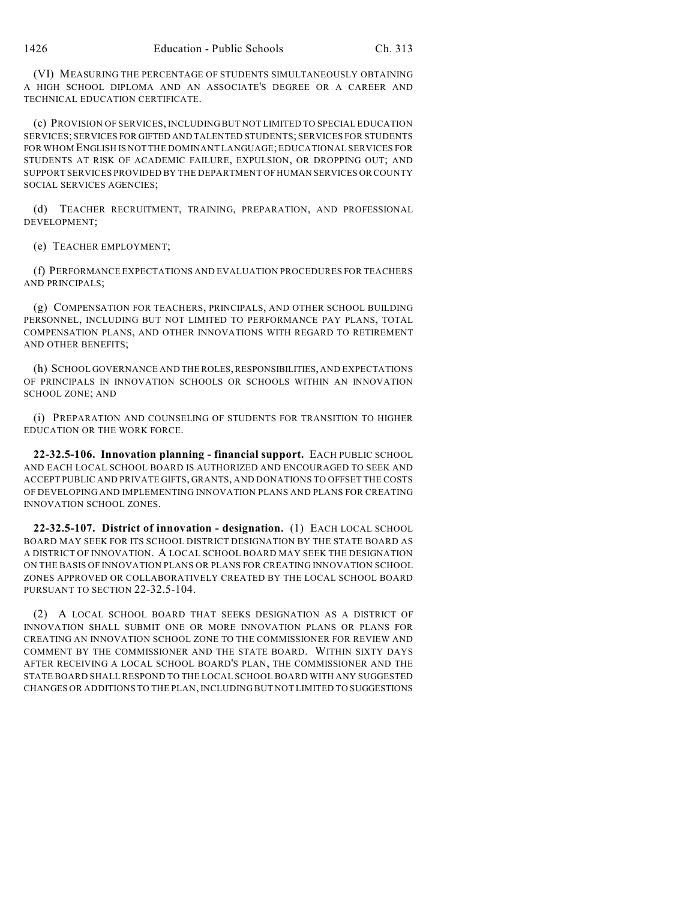(VI) MEASURING THE PERCENTAGE OF STUDENTS SIMULTANEOUSLY OBTAINING A HIGH SCHOOL DIPLOMA AND AN ASSOCIATE'S DEGREE OR A CAREER AND TECHNICAL EDUCATION CERTIFICATE.

(c) PROVISION OF SERVICES, INCLUDING BUT NOT LIMITED TO SPECIAL EDUCATION SERVICES; SERVICES FOR GIFTED AND TALENTED STUDENTS; SERVICES FOR STUDENTS FOR WHOM ENGLISH IS NOT THE DOMINANT LANGUAGE; EDUCATIONAL SERVICES FOR STUDENTS AT RISK OF ACADEMIC FAILURE, EXPULSION, OR DROPPING OUT; AND SUPPORT SERVICES PROVIDED BY THE DEPARTMENT OF HUMAN SERVICES OR COUNTY SOCIAL SERVICES AGENCIES;

(d) TEACHER RECRUITMENT, TRAINING, PREPARATION, AND PROFESSIONAL DEVELOPMENT;

(e) TEACHER EMPLOYMENT;

(f) PERFORMANCE EXPECTATIONS AND EVALUATION PROCEDURES FOR TEACHERS AND PRINCIPALS;

(g) COMPENSATION FOR TEACHERS, PRINCIPALS, AND OTHER SCHOOL BUILDING PERSONNEL, INCLUDING BUT NOT LIMITED TO PERFORMANCE PAY PLANS, TOTAL COMPENSATION PLANS, AND OTHER INNOVATIONS WITH REGARD TO RETIREMENT AND OTHER BENEFITS;

(h) SCHOOL GOVERNANCE AND THE ROLES, RESPONSIBILITIES, AND EXPECTATIONS OF PRINCIPALS IN INNOVATION SCHOOLS OR SCHOOLS WITHIN AN INNOVATION SCHOOL ZONE; AND

(i) PREPARATION AND COUNSELING OF STUDENTS FOR TRANSITION TO HIGHER EDUCATION OR THE WORK FORCE.

**22-32.5-106. Innovation planning - financial support.** EACH PUBLIC SCHOOL AND EACH LOCAL SCHOOL BOARD IS AUTHORIZED AND ENCOURAGED TO SEEK AND ACCEPT PUBLIC AND PRIVATE GIFTS, GRANTS, AND DONATIONS TO OFFSET THE COSTS OF DEVELOPING AND IMPLEMENTING INNOVATION PLANS AND PLANS FOR CREATING INNOVATION SCHOOL ZONES.

**22-32.5-107. District of innovation - designation.** (1) EACH LOCAL SCHOOL BOARD MAY SEEK FOR ITS SCHOOL DISTRICT DESIGNATION BY THE STATE BOARD AS A DISTRICT OF INNOVATION. A LOCAL SCHOOL BOARD MAY SEEK THE DESIGNATION ON THE BASIS OF INNOVATION PLANS OR PLANS FOR CREATING INNOVATION SCHOOL ZONES APPROVED OR COLLABORATIVELY CREATED BY THE LOCAL SCHOOL BOARD PURSUANT TO SECTION 22-32.5-104.

(2) A LOCAL SCHOOL BOARD THAT SEEKS DESIGNATION AS A DISTRICT OF INNOVATION SHALL SUBMIT ONE OR MORE INNOVATION PLANS OR PLANS FOR CREATING AN INNOVATION SCHOOL ZONE TO THE COMMISSIONER FOR REVIEW AND COMMENT BY THE COMMISSIONER AND THE STATE BOARD. WITHIN SIXTY DAYS AFTER RECEIVING A LOCAL SCHOOL BOARD'S PLAN, THE COMMISSIONER AND THE STATE BOARD SHALL RESPOND TO THE LOCAL SCHOOL BOARD WITH ANY SUGGESTED CHANGES OR ADDITIONS TO THE PLAN, INCLUDING BUT NOT LIMITED TO SUGGESTIONS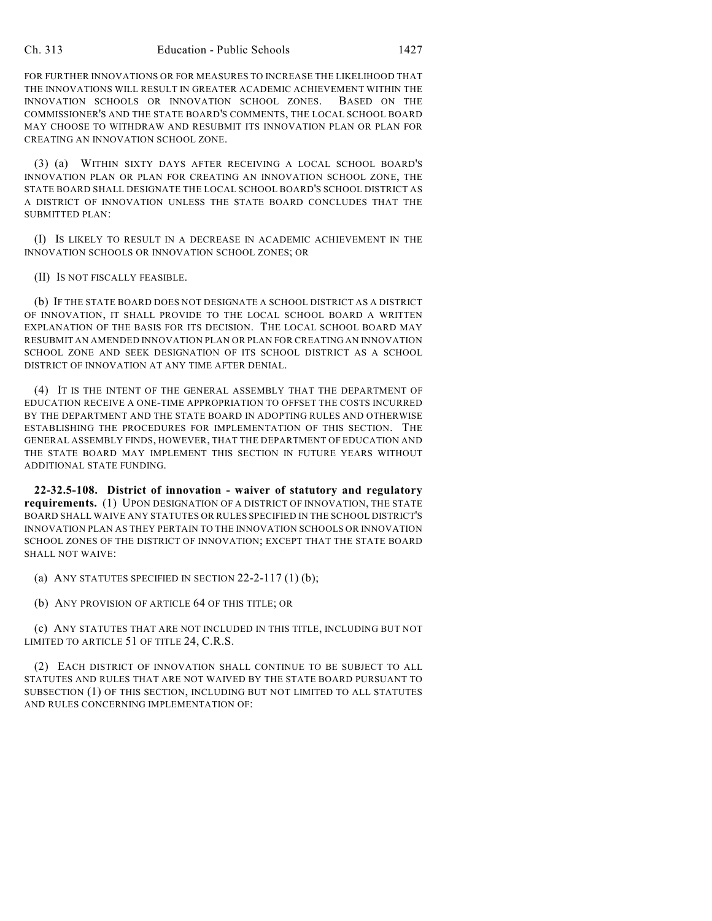FOR FURTHER INNOVATIONS OR FOR MEASURES TO INCREASE THE LIKELIHOOD THAT THE INNOVATIONS WILL RESULT IN GREATER ACADEMIC ACHIEVEMENT WITHIN THE INNOVATION SCHOOLS OR INNOVATION SCHOOL ZONES. BASED ON THE COMMISSIONER'S AND THE STATE BOARD'S COMMENTS, THE LOCAL SCHOOL BOARD MAY CHOOSE TO WITHDRAW AND RESUBMIT ITS INNOVATION PLAN OR PLAN FOR CREATING AN INNOVATION SCHOOL ZONE.

(3) (a) WITHIN SIXTY DAYS AFTER RECEIVING A LOCAL SCHOOL BOARD'S INNOVATION PLAN OR PLAN FOR CREATING AN INNOVATION SCHOOL ZONE, THE STATE BOARD SHALL DESIGNATE THE LOCAL SCHOOL BOARD'S SCHOOL DISTRICT AS A DISTRICT OF INNOVATION UNLESS THE STATE BOARD CONCLUDES THAT THE SUBMITTED PLAN:

(I) IS LIKELY TO RESULT IN A DECREASE IN ACADEMIC ACHIEVEMENT IN THE INNOVATION SCHOOLS OR INNOVATION SCHOOL ZONES; OR

(II) IS NOT FISCALLY FEASIBLE.

(b) IF THE STATE BOARD DOES NOT DESIGNATE A SCHOOL DISTRICT AS A DISTRICT OF INNOVATION, IT SHALL PROVIDE TO THE LOCAL SCHOOL BOARD A WRITTEN EXPLANATION OF THE BASIS FOR ITS DECISION. THE LOCAL SCHOOL BOARD MAY RESUBMIT AN AMENDED INNOVATION PLAN OR PLAN FOR CREATING AN INNOVATION SCHOOL ZONE AND SEEK DESIGNATION OF ITS SCHOOL DISTRICT AS A SCHOOL DISTRICT OF INNOVATION AT ANY TIME AFTER DENIAL.

(4) IT IS THE INTENT OF THE GENERAL ASSEMBLY THAT THE DEPARTMENT OF EDUCATION RECEIVE A ONE-TIME APPROPRIATION TO OFFSET THE COSTS INCURRED BY THE DEPARTMENT AND THE STATE BOARD IN ADOPTING RULES AND OTHERWISE ESTABLISHING THE PROCEDURES FOR IMPLEMENTATION OF THIS SECTION. THE GENERAL ASSEMBLY FINDS, HOWEVER, THAT THE DEPARTMENT OF EDUCATION AND THE STATE BOARD MAY IMPLEMENT THIS SECTION IN FUTURE YEARS WITHOUT ADDITIONAL STATE FUNDING.

**22-32.5-108. District of innovation - waiver of statutory and regulatory requirements.** (1) UPON DESIGNATION OF A DISTRICT OF INNOVATION, THE STATE BOARD SHALL WAIVE ANY STATUTES OR RULES SPECIFIED IN THE SCHOOL DISTRICT'S INNOVATION PLAN AS THEY PERTAIN TO THE INNOVATION SCHOOLS OR INNOVATION SCHOOL ZONES OF THE DISTRICT OF INNOVATION; EXCEPT THAT THE STATE BOARD SHALL NOT WAIVE:

(a) ANY STATUTES SPECIFIED IN SECTION 22-2-117 (1) (b);

(b) ANY PROVISION OF ARTICLE 64 OF THIS TITLE; OR

(c) ANY STATUTES THAT ARE NOT INCLUDED IN THIS TITLE, INCLUDING BUT NOT LIMITED TO ARTICLE 51 OF TITLE 24, C.R.S.

(2) EACH DISTRICT OF INNOVATION SHALL CONTINUE TO BE SUBJECT TO ALL STATUTES AND RULES THAT ARE NOT WAIVED BY THE STATE BOARD PURSUANT TO SUBSECTION (1) OF THIS SECTION, INCLUDING BUT NOT LIMITED TO ALL STATUTES AND RULES CONCERNING IMPLEMENTATION OF: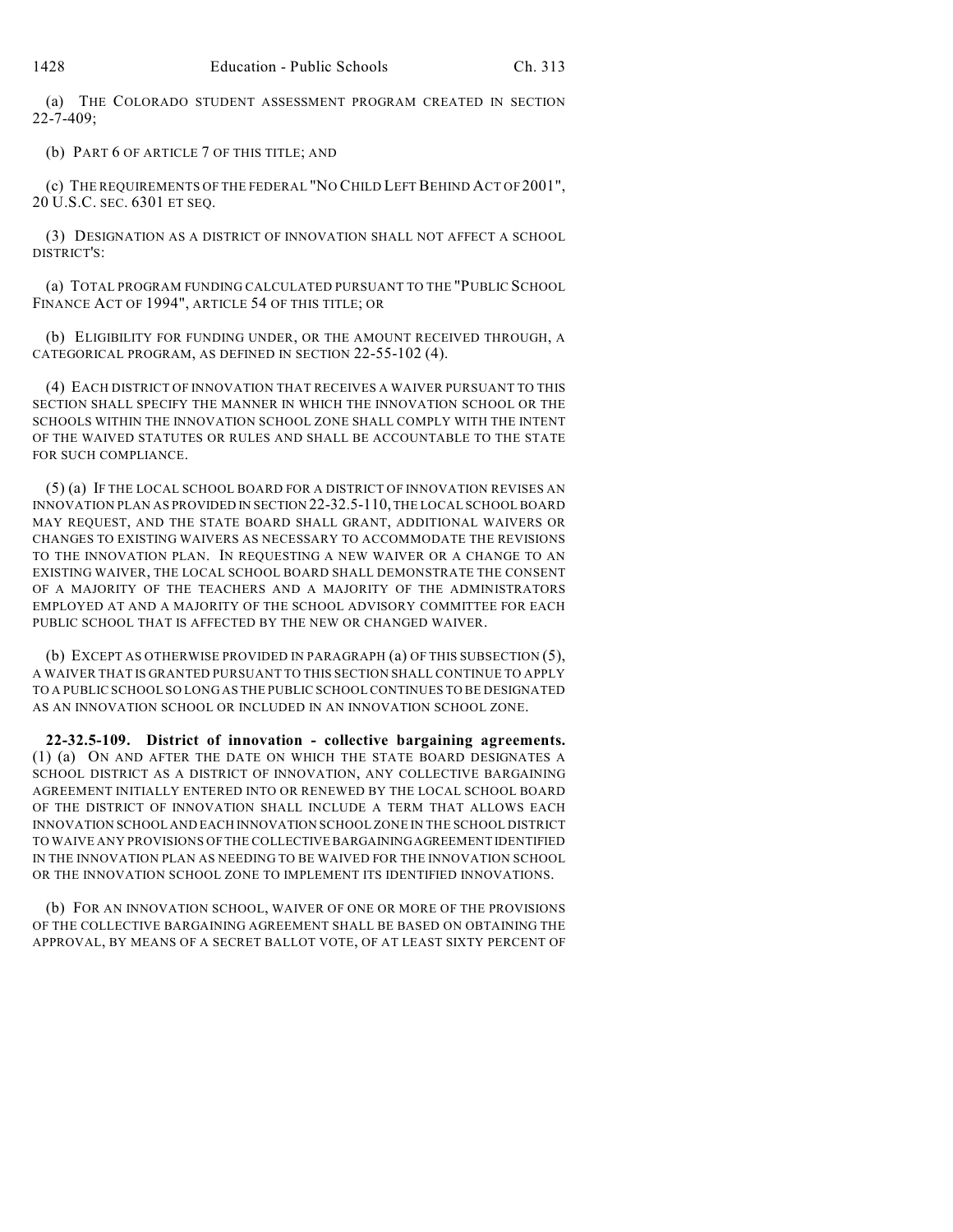(a) THE COLORADO STUDENT ASSESSMENT PROGRAM CREATED IN SECTION 22-7-409;

(b) PART 6 OF ARTICLE 7 OF THIS TITLE; AND

(c) THE REQUIREMENTS OF THE FEDERAL "NO CHILD LEFT BEHIND ACT OF 2001", 20 U.S.C. SEC. 6301 ET SEQ.

(3) DESIGNATION AS A DISTRICT OF INNOVATION SHALL NOT AFFECT A SCHOOL DISTRICT'S:

(a) TOTAL PROGRAM FUNDING CALCULATED PURSUANT TO THE "PUBLIC SCHOOL FINANCE ACT OF 1994", ARTICLE 54 OF THIS TITLE; OR

(b) ELIGIBILITY FOR FUNDING UNDER, OR THE AMOUNT RECEIVED THROUGH, A CATEGORICAL PROGRAM, AS DEFINED IN SECTION 22-55-102 (4).

(4) EACH DISTRICT OF INNOVATION THAT RECEIVES A WAIVER PURSUANT TO THIS SECTION SHALL SPECIFY THE MANNER IN WHICH THE INNOVATION SCHOOL OR THE SCHOOLS WITHIN THE INNOVATION SCHOOL ZONE SHALL COMPLY WITH THE INTENT OF THE WAIVED STATUTES OR RULES AND SHALL BE ACCOUNTABLE TO THE STATE FOR SUCH COMPLIANCE.

(5) (a) IF THE LOCAL SCHOOL BOARD FOR A DISTRICT OF INNOVATION REVISES AN INNOVATION PLAN AS PROVIDED IN SECTION 22-32.5-110, THE LOCAL SCHOOL BOARD MAY REQUEST, AND THE STATE BOARD SHALL GRANT, ADDITIONAL WAIVERS OR CHANGES TO EXISTING WAIVERS AS NECESSARY TO ACCOMMODATE THE REVISIONS TO THE INNOVATION PLAN. IN REQUESTING A NEW WAIVER OR A CHANGE TO AN EXISTING WAIVER, THE LOCAL SCHOOL BOARD SHALL DEMONSTRATE THE CONSENT OF A MAJORITY OF THE TEACHERS AND A MAJORITY OF THE ADMINISTRATORS EMPLOYED AT AND A MAJORITY OF THE SCHOOL ADVISORY COMMITTEE FOR EACH PUBLIC SCHOOL THAT IS AFFECTED BY THE NEW OR CHANGED WAIVER.

(b) EXCEPT AS OTHERWISE PROVIDED IN PARAGRAPH (a) OF THIS SUBSECTION (5), A WAIVER THAT IS GRANTED PURSUANT TO THIS SECTION SHALL CONTINUE TO APPLY TO A PUBLIC SCHOOL SO LONG AS THE PUBLIC SCHOOL CONTINUES TO BE DESIGNATED AS AN INNOVATION SCHOOL OR INCLUDED IN AN INNOVATION SCHOOL ZONE.

**22-32.5-109. District of innovation - collective bargaining agreements.** (1) (a) ON AND AFTER THE DATE ON WHICH THE STATE BOARD DESIGNATES A SCHOOL DISTRICT AS A DISTRICT OF INNOVATION, ANY COLLECTIVE BARGAINING AGREEMENT INITIALLY ENTERED INTO OR RENEWED BY THE LOCAL SCHOOL BOARD OF THE DISTRICT OF INNOVATION SHALL INCLUDE A TERM THAT ALLOWS EACH INNOVATION SCHOOL AND EACH INNOVATION SCHOOL ZONE IN THE SCHOOL DISTRICT TO WAIVE ANY PROVISIONS OF THE COLLECTIVE BARGAINING AGREEMENT IDENTIFIED IN THE INNOVATION PLAN AS NEEDING TO BE WAIVED FOR THE INNOVATION SCHOOL OR THE INNOVATION SCHOOL ZONE TO IMPLEMENT ITS IDENTIFIED INNOVATIONS.

(b) FOR AN INNOVATION SCHOOL, WAIVER OF ONE OR MORE OF THE PROVISIONS OF THE COLLECTIVE BARGAINING AGREEMENT SHALL BE BASED ON OBTAINING THE APPROVAL, BY MEANS OF A SECRET BALLOT VOTE, OF AT LEAST SIXTY PERCENT OF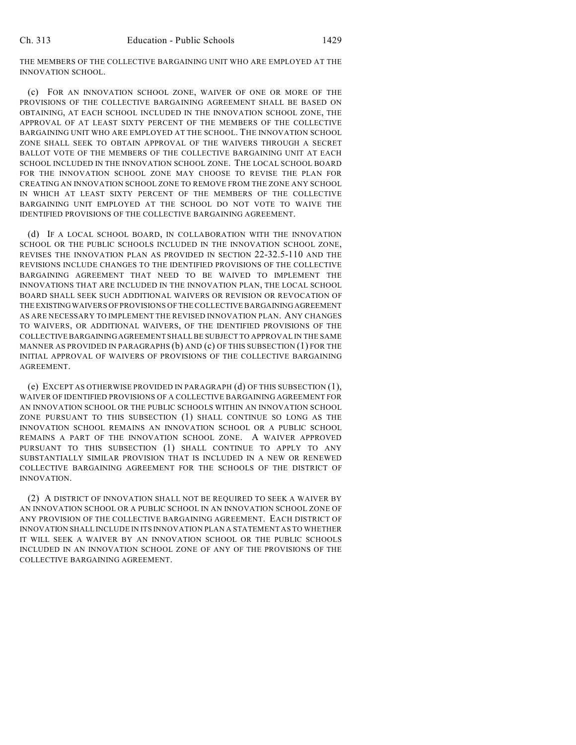THE MEMBERS OF THE COLLECTIVE BARGAINING UNIT WHO ARE EMPLOYED AT THE INNOVATION SCHOOL.

(c) FOR AN INNOVATION SCHOOL ZONE, WAIVER OF ONE OR MORE OF THE PROVISIONS OF THE COLLECTIVE BARGAINING AGREEMENT SHALL BE BASED ON OBTAINING, AT EACH SCHOOL INCLUDED IN THE INNOVATION SCHOOL ZONE, THE APPROVAL OF AT LEAST SIXTY PERCENT OF THE MEMBERS OF THE COLLECTIVE BARGAINING UNIT WHO ARE EMPLOYED AT THE SCHOOL. THE INNOVATION SCHOOL ZONE SHALL SEEK TO OBTAIN APPROVAL OF THE WAIVERS THROUGH A SECRET BALLOT VOTE OF THE MEMBERS OF THE COLLECTIVE BARGAINING UNIT AT EACH SCHOOL INCLUDED IN THE INNOVATION SCHOOL ZONE. THE LOCAL SCHOOL BOARD FOR THE INNOVATION SCHOOL ZONE MAY CHOOSE TO REVISE THE PLAN FOR CREATING AN INNOVATION SCHOOL ZONE TO REMOVE FROM THE ZONE ANY SCHOOL IN WHICH AT LEAST SIXTY PERCENT OF THE MEMBERS OF THE COLLECTIVE BARGAINING UNIT EMPLOYED AT THE SCHOOL DO NOT VOTE TO WAIVE THE IDENTIFIED PROVISIONS OF THE COLLECTIVE BARGAINING AGREEMENT.

(d) IF A LOCAL SCHOOL BOARD, IN COLLABORATION WITH THE INNOVATION SCHOOL OR THE PUBLIC SCHOOLS INCLUDED IN THE INNOVATION SCHOOL ZONE, REVISES THE INNOVATION PLAN AS PROVIDED IN SECTION 22-32.5-110 AND THE REVISIONS INCLUDE CHANGES TO THE IDENTIFIED PROVISIONS OF THE COLLECTIVE BARGAINING AGREEMENT THAT NEED TO BE WAIVED TO IMPLEMENT THE INNOVATIONS THAT ARE INCLUDED IN THE INNOVATION PLAN, THE LOCAL SCHOOL BOARD SHALL SEEK SUCH ADDITIONAL WAIVERS OR REVISION OR REVOCATION OF THE EXISTING WAIVERS OF PROVISIONS OF THE COLLECTIVE BARGAINING AGREEMENT AS ARE NECESSARY TO IMPLEMENT THE REVISED INNOVATION PLAN. ANY CHANGES TO WAIVERS, OR ADDITIONAL WAIVERS, OF THE IDENTIFIED PROVISIONS OF THE COLLECTIVE BARGAINING AGREEMENT SHALL BE SUBJECT TO APPROVAL IN THE SAME MANNER AS PROVIDED IN PARAGRAPHS (b) AND (c) OF THIS SUBSECTION (1) FOR THE INITIAL APPROVAL OF WAIVERS OF PROVISIONS OF THE COLLECTIVE BARGAINING AGREEMENT.

(e) EXCEPT AS OTHERWISE PROVIDED IN PARAGRAPH (d) OF THIS SUBSECTION (1), WAIVER OF IDENTIFIED PROVISIONS OF A COLLECTIVE BARGAINING AGREEMENT FOR AN INNOVATION SCHOOL OR THE PUBLIC SCHOOLS WITHIN AN INNOVATION SCHOOL ZONE PURSUANT TO THIS SUBSECTION (1) SHALL CONTINUE SO LONG AS THE INNOVATION SCHOOL REMAINS AN INNOVATION SCHOOL OR A PUBLIC SCHOOL REMAINS A PART OF THE INNOVATION SCHOOL ZONE. A WAIVER APPROVED PURSUANT TO THIS SUBSECTION (1) SHALL CONTINUE TO APPLY TO ANY SUBSTANTIALLY SIMILAR PROVISION THAT IS INCLUDED IN A NEW OR RENEWED COLLECTIVE BARGAINING AGREEMENT FOR THE SCHOOLS OF THE DISTRICT OF INNOVATION.

(2) A DISTRICT OF INNOVATION SHALL NOT BE REQUIRED TO SEEK A WAIVER BY AN INNOVATION SCHOOL OR A PUBLIC SCHOOL IN AN INNOVATION SCHOOL ZONE OF ANY PROVISION OF THE COLLECTIVE BARGAINING AGREEMENT. EACH DISTRICT OF INNOVATION SHALL INCLUDE IN ITS INNOVATION PLAN A STATEMENT AS TO WHETHER IT WILL SEEK A WAIVER BY AN INNOVATION SCHOOL OR THE PUBLIC SCHOOLS INCLUDED IN AN INNOVATION SCHOOL ZONE OF ANY OF THE PROVISIONS OF THE COLLECTIVE BARGAINING AGREEMENT.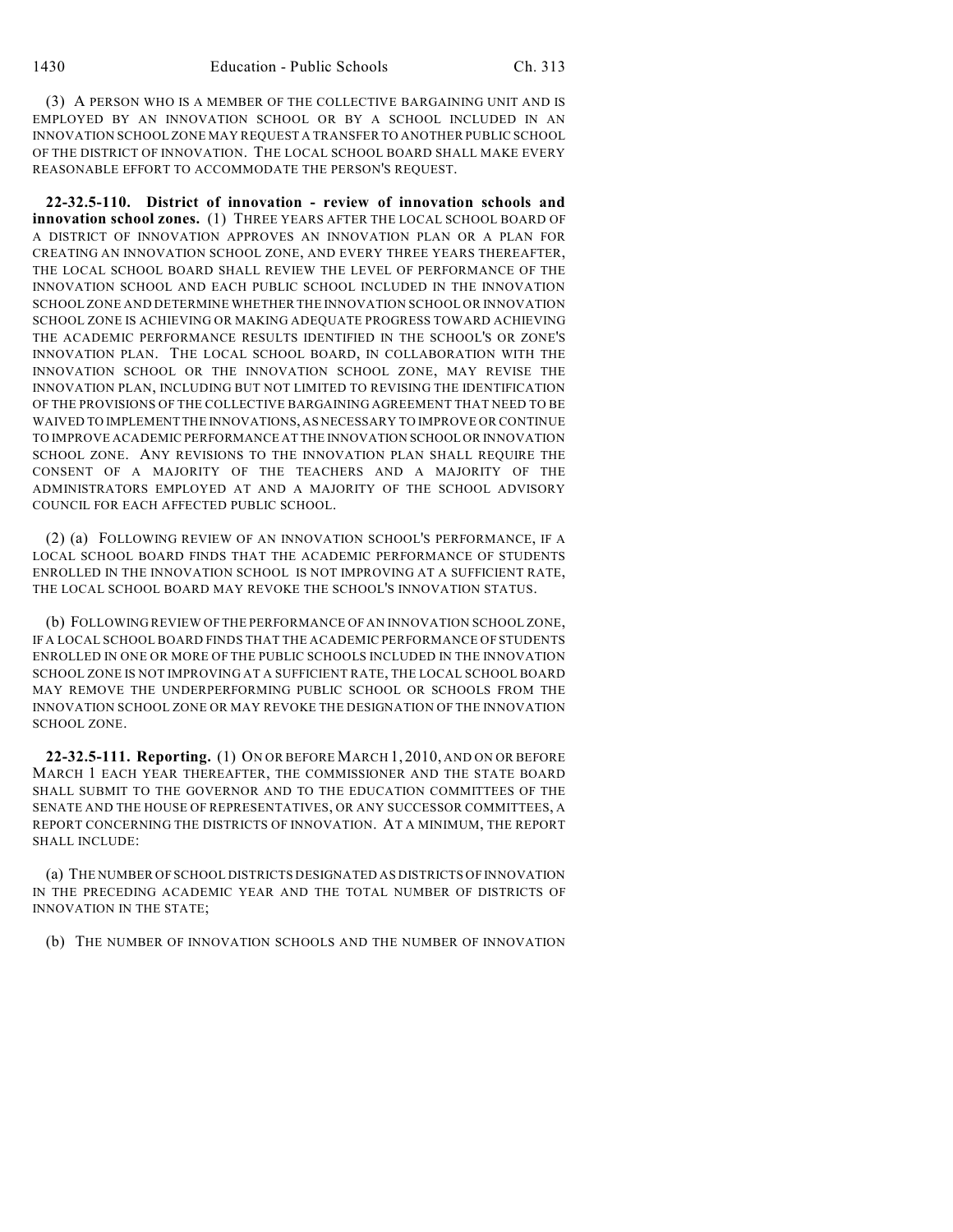(3) A PERSON WHO IS A MEMBER OF THE COLLECTIVE BARGAINING UNIT AND IS EMPLOYED BY AN INNOVATION SCHOOL OR BY A SCHOOL INCLUDED IN AN INNOVATION SCHOOL ZONE MAY REQUEST A TRANSFER TO ANOTHER PUBLIC SCHOOL OF THE DISTRICT OF INNOVATION. THE LOCAL SCHOOL BOARD SHALL MAKE EVERY REASONABLE EFFORT TO ACCOMMODATE THE PERSON'S REQUEST.

**22-32.5-110. District of innovation - review of innovation schools and innovation school zones.** (1) THREE YEARS AFTER THE LOCAL SCHOOL BOARD OF A DISTRICT OF INNOVATION APPROVES AN INNOVATION PLAN OR A PLAN FOR CREATING AN INNOVATION SCHOOL ZONE, AND EVERY THREE YEARS THEREAFTER, THE LOCAL SCHOOL BOARD SHALL REVIEW THE LEVEL OF PERFORMANCE OF THE INNOVATION SCHOOL AND EACH PUBLIC SCHOOL INCLUDED IN THE INNOVATION SCHOOL ZONE AND DETERMINE WHETHER THE INNOVATION SCHOOL OR INNOVATION SCHOOL ZONE IS ACHIEVING OR MAKING ADEQUATE PROGRESS TOWARD ACHIEVING THE ACADEMIC PERFORMANCE RESULTS IDENTIFIED IN THE SCHOOL'S OR ZONE'S INNOVATION PLAN. THE LOCAL SCHOOL BOARD, IN COLLABORATION WITH THE INNOVATION SCHOOL OR THE INNOVATION SCHOOL ZONE, MAY REVISE THE INNOVATION PLAN, INCLUDING BUT NOT LIMITED TO REVISING THE IDENTIFICATION OF THE PROVISIONS OF THE COLLECTIVE BARGAINING AGREEMENT THAT NEED TO BE WAIVED TO IMPLEMENT THE INNOVATIONS, AS NECESSARY TO IMPROVE OR CONTINUE TO IMPROVE ACADEMIC PERFORMANCE AT THE INNOVATION SCHOOL OR INNOVATION SCHOOL ZONE. ANY REVISIONS TO THE INNOVATION PLAN SHALL REQUIRE THE CONSENT OF A MAJORITY OF THE TEACHERS AND A MAJORITY OF THE ADMINISTRATORS EMPLOYED AT AND A MAJORITY OF THE SCHOOL ADVISORY COUNCIL FOR EACH AFFECTED PUBLIC SCHOOL.

(2) (a) FOLLOWING REVIEW OF AN INNOVATION SCHOOL'S PERFORMANCE, IF A LOCAL SCHOOL BOARD FINDS THAT THE ACADEMIC PERFORMANCE OF STUDENTS ENROLLED IN THE INNOVATION SCHOOL IS NOT IMPROVING AT A SUFFICIENT RATE, THE LOCAL SCHOOL BOARD MAY REVOKE THE SCHOOL'S INNOVATION STATUS.

(b) FOLLOWING REVIEW OF THE PERFORMANCE OF AN INNOVATION SCHOOL ZONE, IF A LOCAL SCHOOL BOARD FINDS THAT THE ACADEMIC PERFORMANCE OF STUDENTS ENROLLED IN ONE OR MORE OF THE PUBLIC SCHOOLS INCLUDED IN THE INNOVATION SCHOOL ZONE IS NOT IMPROVING AT A SUFFICIENT RATE, THE LOCAL SCHOOL BOARD MAY REMOVE THE UNDERPERFORMING PUBLIC SCHOOL OR SCHOOLS FROM THE INNOVATION SCHOOL ZONE OR MAY REVOKE THE DESIGNATION OF THE INNOVATION SCHOOL ZONE.

**22-32.5-111. Reporting.** (1) ON OR BEFORE MARCH 1, 2010, AND ON OR BEFORE MARCH 1 EACH YEAR THEREAFTER, THE COMMISSIONER AND THE STATE BOARD SHALL SUBMIT TO THE GOVERNOR AND TO THE EDUCATION COMMITTEES OF THE SENATE AND THE HOUSE OF REPRESENTATIVES, OR ANY SUCCESSOR COMMITTEES, A REPORT CONCERNING THE DISTRICTS OF INNOVATION. AT A MINIMUM, THE REPORT SHALL INCLUDE:

(a) THE NUMBER OF SCHOOL DISTRICTS DESIGNATED AS DISTRICTS OF INNOVATION IN THE PRECEDING ACADEMIC YEAR AND THE TOTAL NUMBER OF DISTRICTS OF INNOVATION IN THE STATE;

(b) THE NUMBER OF INNOVATION SCHOOLS AND THE NUMBER OF INNOVATION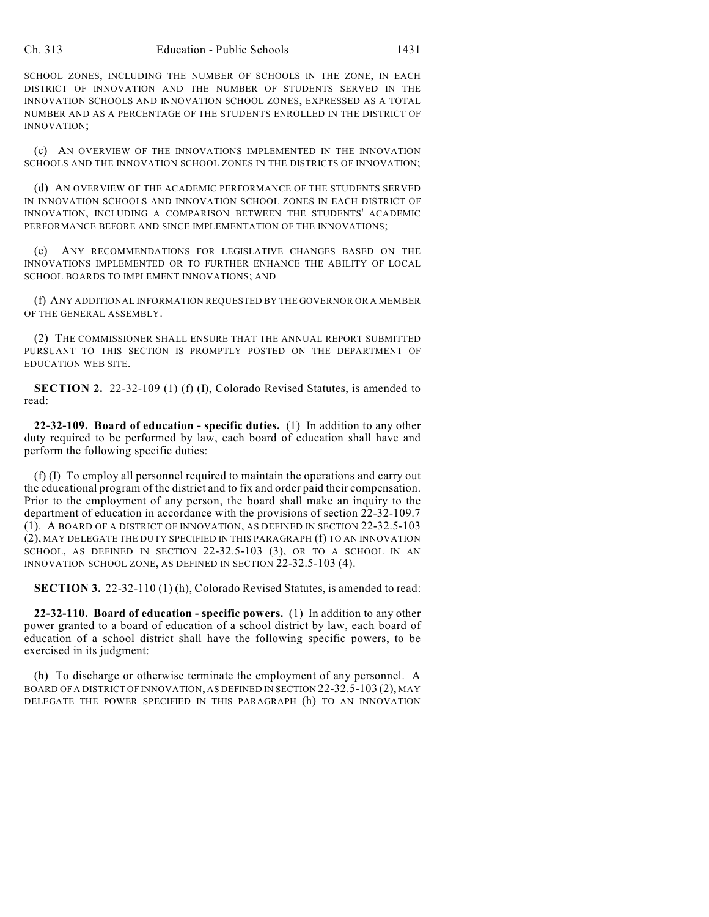SCHOOL ZONES, INCLUDING THE NUMBER OF SCHOOLS IN THE ZONE, IN EACH DISTRICT OF INNOVATION AND THE NUMBER OF STUDENTS SERVED IN THE INNOVATION SCHOOLS AND INNOVATION SCHOOL ZONES, EXPRESSED AS A TOTAL NUMBER AND AS A PERCENTAGE OF THE STUDENTS ENROLLED IN THE DISTRICT OF INNOVATION;

(c) AN OVERVIEW OF THE INNOVATIONS IMPLEMENTED IN THE INNOVATION SCHOOLS AND THE INNOVATION SCHOOL ZONES IN THE DISTRICTS OF INNOVATION;

(d) AN OVERVIEW OF THE ACADEMIC PERFORMANCE OF THE STUDENTS SERVED IN INNOVATION SCHOOLS AND INNOVATION SCHOOL ZONES IN EACH DISTRICT OF INNOVATION, INCLUDING A COMPARISON BETWEEN THE STUDENTS' ACADEMIC PERFORMANCE BEFORE AND SINCE IMPLEMENTATION OF THE INNOVATIONS;

(e) ANY RECOMMENDATIONS FOR LEGISLATIVE CHANGES BASED ON THE INNOVATIONS IMPLEMENTED OR TO FURTHER ENHANCE THE ABILITY OF LOCAL SCHOOL BOARDS TO IMPLEMENT INNOVATIONS; AND

(f) ANY ADDITIONAL INFORMATION REQUESTED BY THE GOVERNOR OR A MEMBER OF THE GENERAL ASSEMBLY.

(2) THE COMMISSIONER SHALL ENSURE THAT THE ANNUAL REPORT SUBMITTED PURSUANT TO THIS SECTION IS PROMPTLY POSTED ON THE DEPARTMENT OF EDUCATION WEB SITE.

**SECTION 2.** 22-32-109 (1) (f) (I), Colorado Revised Statutes, is amended to read:

**22-32-109. Board of education - specific duties.** (1) In addition to any other duty required to be performed by law, each board of education shall have and perform the following specific duties:

(f) (I) To employ all personnel required to maintain the operations and carry out the educational program of the district and to fix and order paid their compensation. Prior to the employment of any person, the board shall make an inquiry to the department of education in accordance with the provisions of section 22-32-109.7 (1). A BOARD OF A DISTRICT OF INNOVATION, AS DEFINED IN SECTION 22-32.5-103 (2), MAY DELEGATE THE DUTY SPECIFIED IN THIS PARAGRAPH (f) TO AN INNOVATION SCHOOL, AS DEFINED IN SECTION 22-32.5-103 (3), OR TO A SCHOOL IN AN INNOVATION SCHOOL ZONE, AS DEFINED IN SECTION 22-32.5-103 (4).

**SECTION 3.** 22-32-110 (1) (h), Colorado Revised Statutes, is amended to read:

**22-32-110. Board of education - specific powers.** (1) In addition to any other power granted to a board of education of a school district by law, each board of education of a school district shall have the following specific powers, to be exercised in its judgment:

(h) To discharge or otherwise terminate the employment of any personnel. A BOARD OF A DISTRICT OF INNOVATION, AS DEFINED IN SECTION 22-32.5-103 (2), MAY DELEGATE THE POWER SPECIFIED IN THIS PARAGRAPH (h) TO AN INNOVATION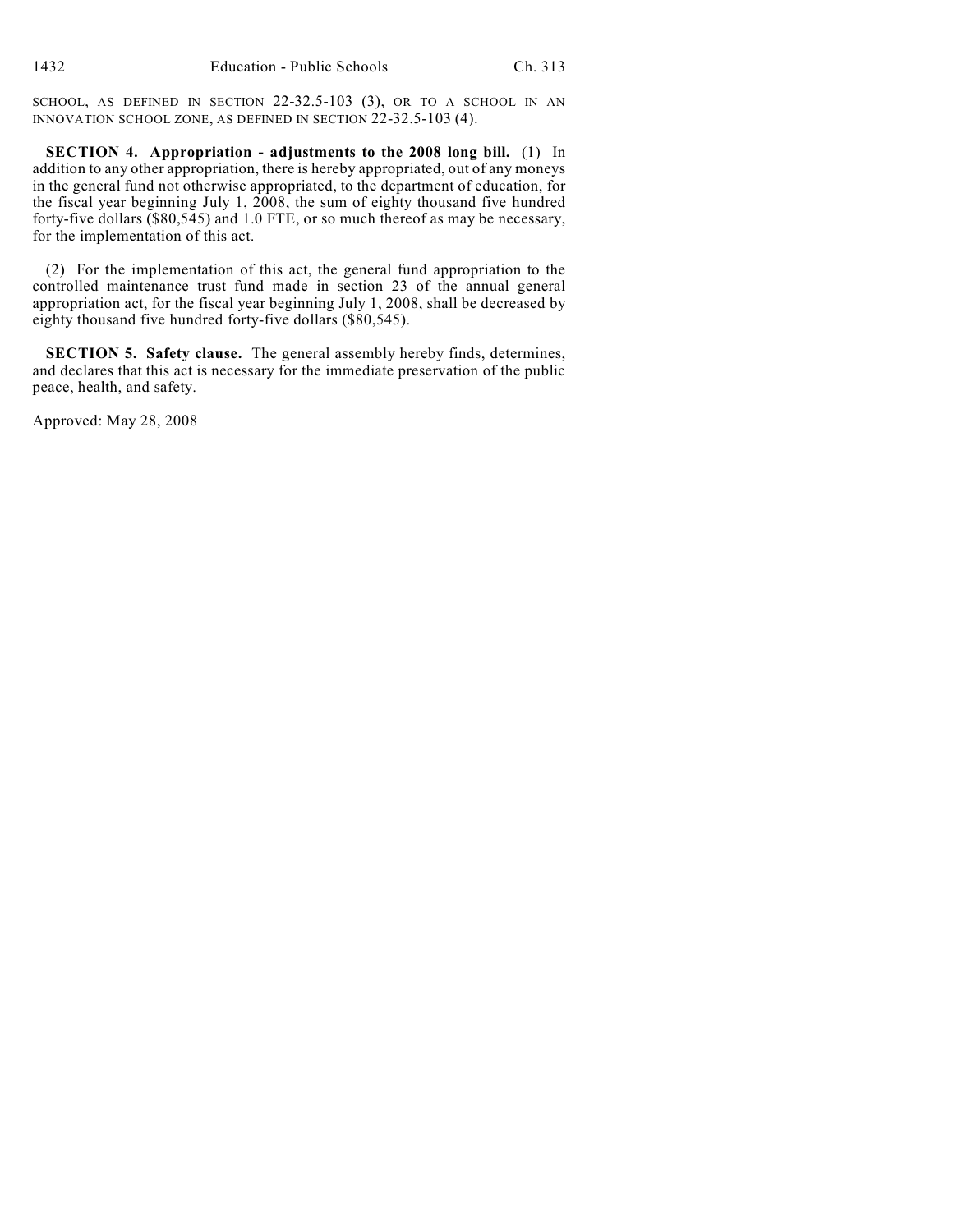SCHOOL, AS DEFINED IN SECTION 22-32.5-103 (3), OR TO A SCHOOL IN AN INNOVATION SCHOOL ZONE, AS DEFINED IN SECTION 22-32.5-103 (4).

**SECTION 4. Appropriation - adjustments to the 2008 long bill.** (1) In addition to any other appropriation, there is hereby appropriated, out of any moneys in the general fund not otherwise appropriated, to the department of education, for the fiscal year beginning July 1, 2008, the sum of eighty thousand five hundred forty-five dollars ($80,545) and 1.0 FTE, or so much thereof as may be necessary, for the implementation of this act.

(2) For the implementation of this act, the general fund appropriation to the controlled maintenance trust fund made in section 23 of the annual general appropriation act, for the fiscal year beginning July 1, 2008, shall be decreased by eighty thousand five hundred forty-five dollars ($80,545).

**SECTION 5. Safety clause.** The general assembly hereby finds, determines, and declares that this act is necessary for the immediate preservation of the public peace, health, and safety.

Approved: May 28, 2008